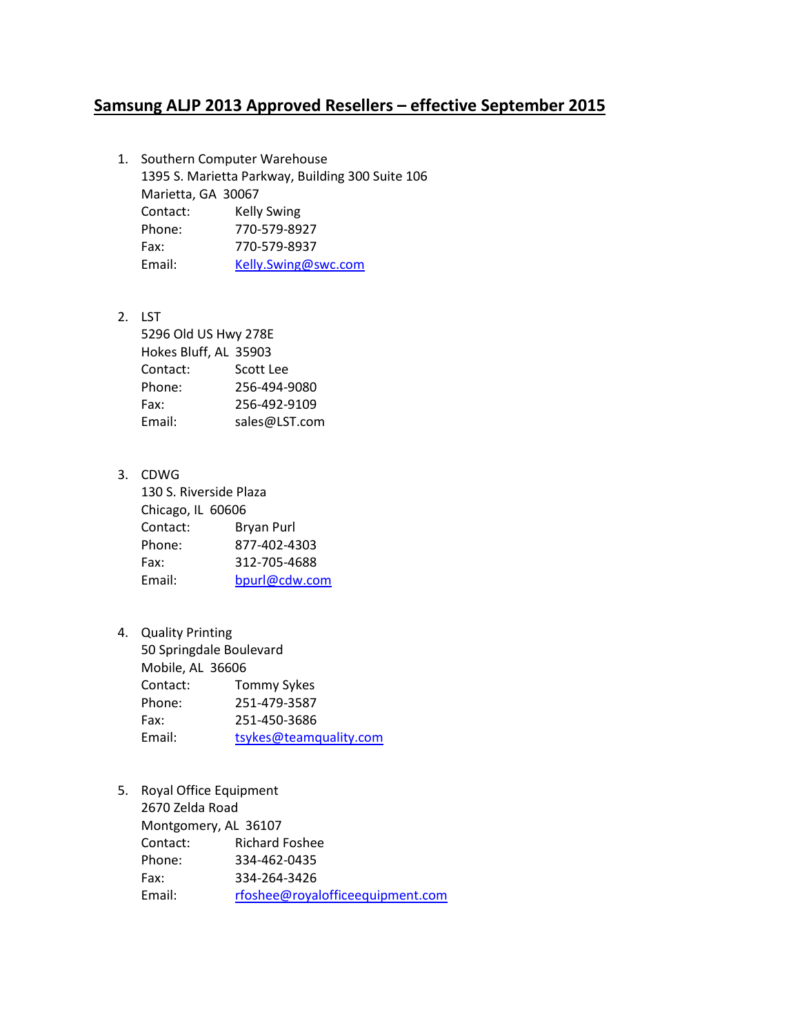# **Samsung ALJP 2013 Approved Resellers – effective September 2015**

1. Southern Computer Warehouse
   1395 S. Marietta Parkway, Building 300 Suite 106
   Marietta, GA 30067
   Contact: Kelly Swing
   Phone: 770-579-8927
   Fax: 770-579-8937
   Email: Kelly.Swing@swc.com

2. LST
   5296 Old US Hwy 278E
   Hokes Bluff, AL 35903
   Contact: Scott Lee
   Phone: 256-494-9080
   Fax: 256-492-9109
   Email: sales@LST.com

3. CDWG
   130 S. Riverside Plaza
   Chicago, IL 60606
   Contact: Bryan Purl
   Phone: 877-402-4303
   Fax: 312-705-4688
   Email: bpurl@cdw.com

4. Quality Printing
   50 Springdale Boulevard
   Mobile, AL 36606
   Contact: Tommy Sykes
   Phone: 251-479-3587
   Fax: 251-450-3686
   Email: tsykes@teamquality.com

5. Royal Office Equipment
   2670 Zelda Road
   Montgomery, AL 36107
   Contact: Richard Foshee
   Phone: 334-462-0435
   Fax: 334-264-3426
   Email: rfoshee@royalofficeequipment.com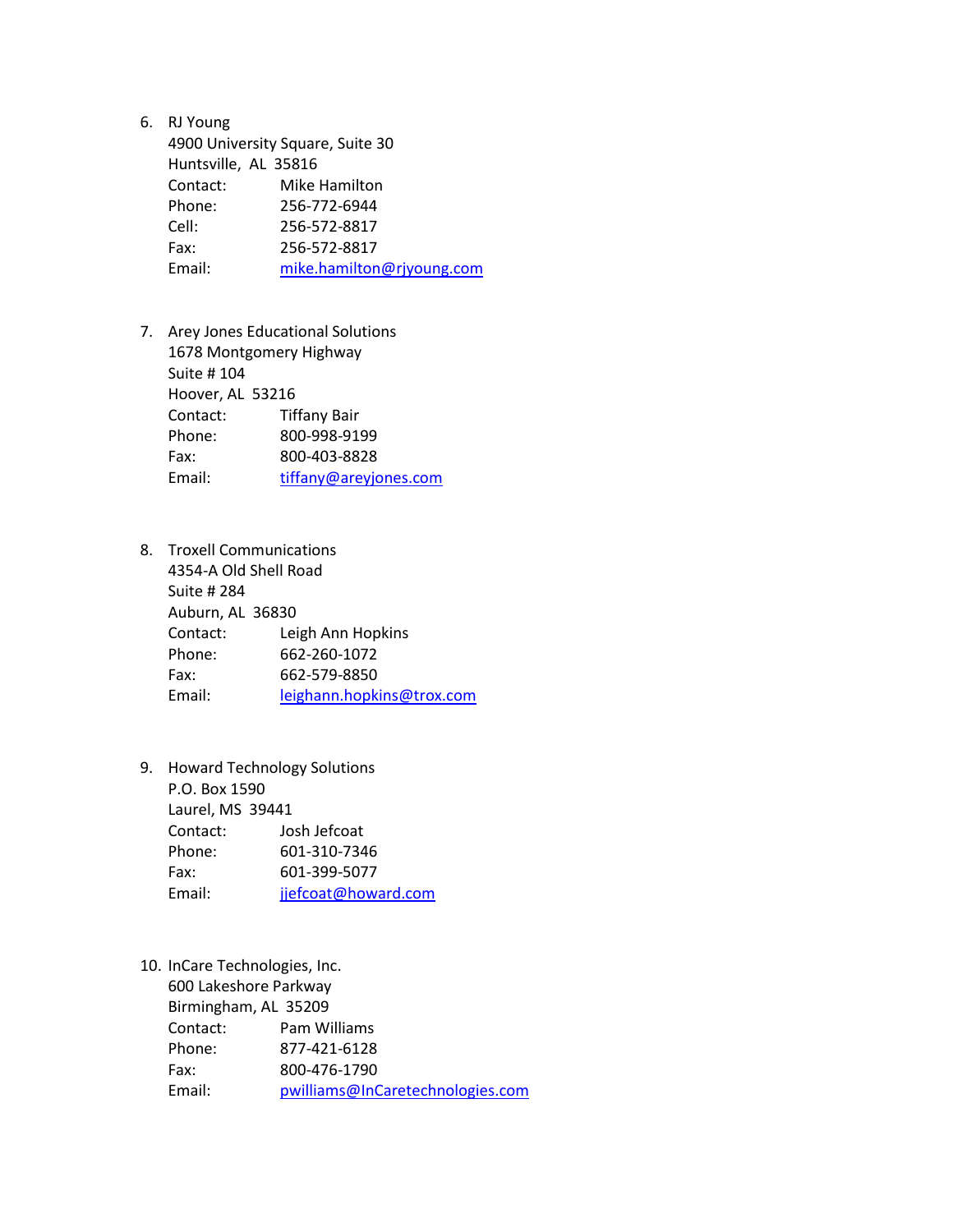6. RJ Young
   4900 University Square, Suite 30
   Huntsville, AL 35816
   Contact: Mike Hamilton
   Phone: 256-772-6944
   Cell: 256-572-8817
   Fax: 256-572-8817
   Email: mike.hamilton@rjyoung.com

7. Arey Jones Educational Solutions
   1678 Montgomery Highway
   Suite # 104
   Hoover, AL 53216
   Contact: Tiffany Bair
   Phone: 800-998-9199
   Fax: 800-403-8828
   Email: tiffany@areyjones.com

8. Troxell Communications
   4354-A Old Shell Road
   Suite # 284
   Auburn, AL 36830
   Contact: Leigh Ann Hopkins
   Phone: 662-260-1072
   Fax: 662-579-8850
   Email: leighann.hopkins@trox.com

9. Howard Technology Solutions
   P.O. Box 1590
   Laurel, MS 39441
   Contact: Josh Jefcoat
   Phone: 601-310-7346
   Fax: 601-399-5077
   Email: jjefcoat@howard.com

10. InCare Technologies, Inc.
    600 Lakeshore Parkway
    Birmingham, AL 35209
    Contact: Pam Williams
    Phone: 877-421-6128
    Fax: 800-476-1790
    Email: pwilliams@InCaretechnologies.com